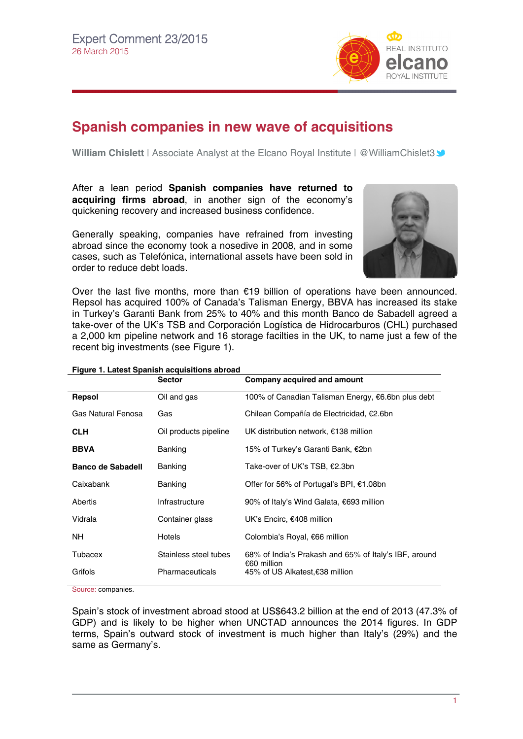Expert Comment 23/2015
26 March 2015

# Spanish companies in new wave of acquisitions

**William Chislett** | Associate Analyst at the Elcano Royal Institute | @WilliamChislet3

After a lean period **Spanish companies have returned to acquiring firms abroad**, in another sign of the economy's quickening recovery and increased business confidence.

Generally speaking, companies have refrained from investing abroad since the economy took a nosedive in 2008, and in some cases, such as Telefónica, international assets have been sold in order to reduce debt loads.

Over the last five months, more than €19 billion of operations have been announced. Repsol has acquired 100% of Canada's Talisman Energy, BBVA has increased its stake in Turkey's Garanti Bank from 25% to 40% and this month Banco de Sabadell agreed a take-over of the UK's TSB and Corporación Logística de Hidrocarburos (CHL) purchased a 2,000 km pipeline network and 16 storage facilties in the UK, to name just a few of the recent big investments (see Figure 1).

**Figure 1. Latest Spanish acquisitions abroad**

| | Sector | Company acquired and amount |
|---|---|---|
| **Repsol** | Oil and gas | 100% of Canadian Talisman Energy, €6.6bn plus debt |
| Gas Natural Fenosa | Gas | Chilean Compañía de Electricidad, €2.6bn |
| **CLH** | Oil products pipeline | UK distribution network, €138 million |
| **BBVA** | Banking | 15% of Turkey's Garanti Bank, €2bn |
| **Banco de Sabadell** | Banking | Take-over of UK's TSB, €2.3bn |
| Caixabank | Banking | Offer for 56% of Portugal's BPI, €1.08bn |
| Abertis | Infrastructure | 90% of Italy's Wind Galata, €693 million |
| Vidrala | Container glass | UK's Encirc, €408 million |
| NH | Hotels | Colombia's Royal, €66 million |
| Tubacex | Stainless steel tubes | 68% of India's Prakash and 65% of Italy's IBF, around €60 million |
| Grifols | Pharmaceuticals | 45% of US Alkatest,€38 million |

Source: companies.

Spain's stock of investment abroad stood at US$643.2 billion at the end of 2013 (47.3% of GDP) and is likely to be higher when UNCTAD announces the 2014 figures. In GDP terms, Spain's outward stock of investment is much higher than Italy's (29%) and the same as Germany's.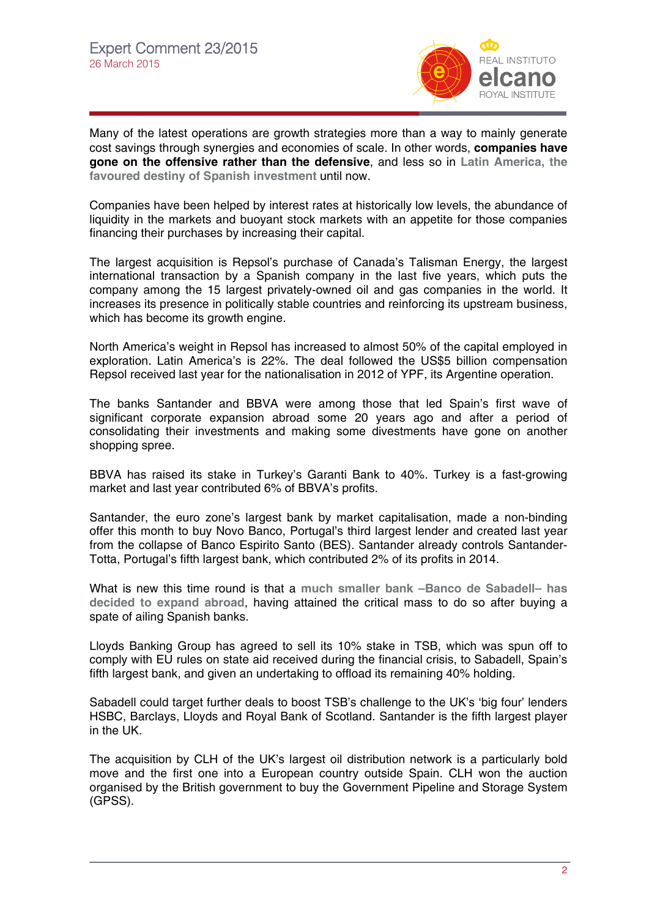Many of the latest operations are growth strategies more than a way to mainly generate cost savings through synergies and economies of scale. In other words, **companies have gone on the offensive rather than the defensive**, and less so in **Latin America, the favoured destiny of Spanish investment** until now.

Companies have been helped by interest rates at historically low levels, the abundance of liquidity in the markets and buoyant stock markets with an appetite for those companies financing their purchases by increasing their capital.

The largest acquisition is Repsol's purchase of Canada's Talisman Energy, the largest international transaction by a Spanish company in the last five years, which puts the company among the 15 largest privately-owned oil and gas companies in the world. It increases its presence in politically stable countries and reinforcing its upstream business, which has become its growth engine.

North America's weight in Repsol has increased to almost 50% of the capital employed in exploration. Latin America's is 22%. The deal followed the US$5 billion compensation Repsol received last year for the nationalisation in 2012 of YPF, its Argentine operation.

The banks Santander and BBVA were among those that led Spain's first wave of significant corporate expansion abroad some 20 years ago and after a period of consolidating their investments and making some divestments have gone on another shopping spree.

BBVA has raised its stake in Turkey's Garanti Bank to 40%. Turkey is a fast-growing market and last year contributed 6% of BBVA's profits.

Santander, the euro zone's largest bank by market capitalisation, made a non-binding offer this month to buy Novo Banco, Portugal's third largest lender and created last year from the collapse of Banco Espirito Santo (BES). Santander already controls Santander-Totta, Portugal's fifth largest bank, which contributed 2% of its profits in 2014.

What is new this time round is that a **much smaller bank –Banco de Sabadell– has decided to expand abroad**, having attained the critical mass to do so after buying a spate of ailing Spanish banks.

Lloyds Banking Group has agreed to sell its 10% stake in TSB, which was spun off to comply with EU rules on state aid received during the financial crisis, to Sabadell, Spain's fifth largest bank, and given an undertaking to offload its remaining 40% holding.

Sabadell could target further deals to boost TSB's challenge to the UK's 'big four' lenders HSBC, Barclays, Lloyds and Royal Bank of Scotland. Santander is the fifth largest player in the UK.

The acquisition by CLH of the UK's largest oil distribution network is a particularly bold move and the first one into a European country outside Spain. CLH won the auction organised by the British government to buy the Government Pipeline and Storage System (GPSS).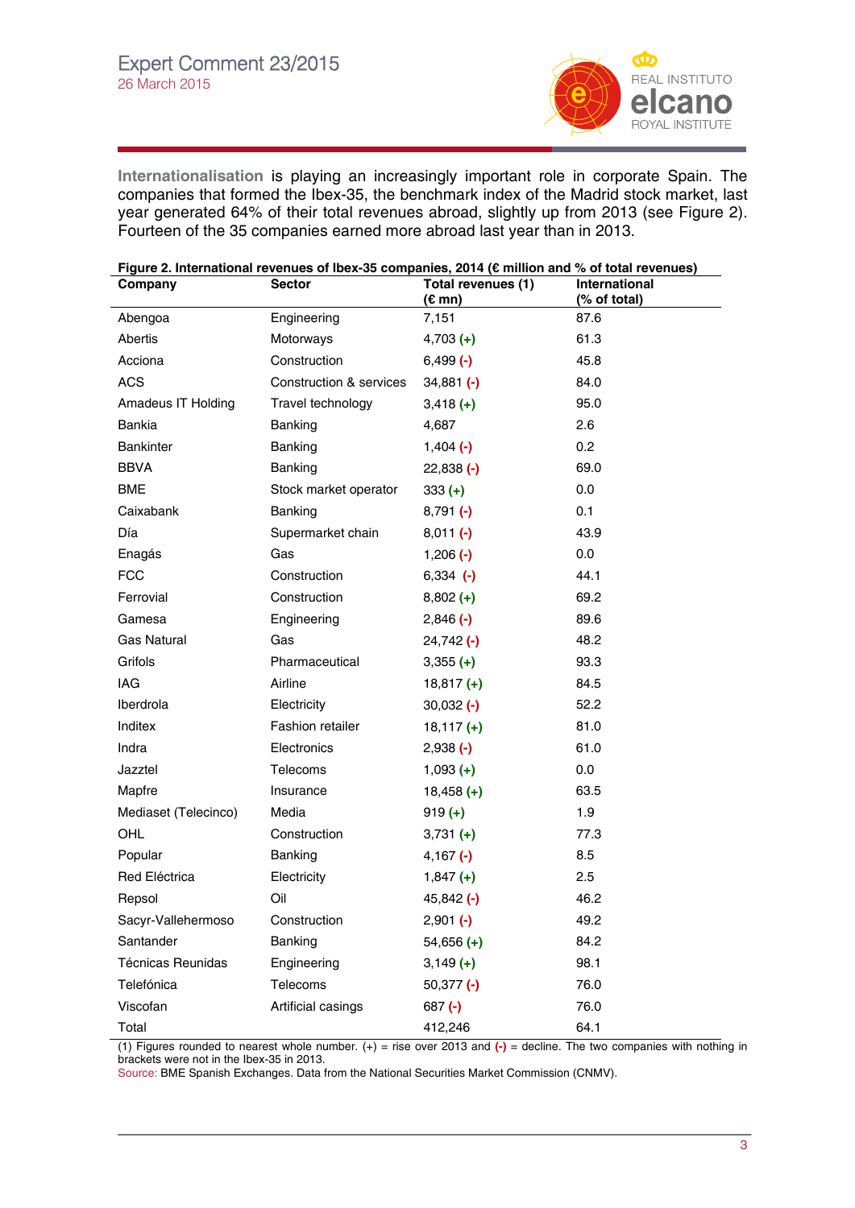**Internationalisation** is playing an increasingly important role in corporate Spain. The companies that formed the Ibex-35, the benchmark index of the Madrid stock market, last year generated 64% of their total revenues abroad, slightly up from 2013 (see Figure 2). Fourteen of the 35 companies earned more abroad last year than in 2013.

**Figure 2. International revenues of Ibex-35 companies, 2014 (€ million and % of total revenues)**

| Company | Sector | Total revenues (1) (€ mn) | International (% of total) |
|---|---|---|---|
| Abengoa | Engineering | 7,151 | 87.6 |
| Abertis | Motorways | 4,703 (+) | 61.3 |
| Acciona | Construction | 6,499 (-) | 45.8 |
| ACS | Construction & services | 34,881 (-) | 84.0 |
| Amadeus IT Holding | Travel technology | 3,418 (+) | 95.0 |
| Bankia | Banking | 4,687 | 2.6 |
| Bankinter | Banking | 1,404 (-) | 0.2 |
| BBVA | Banking | 22,838 (-) | 69.0 |
| BME | Stock market operator | 333 (+) | 0.0 |
| Caixabank | Banking | 8,791 (-) | 0.1 |
| Día | Supermarket chain | 8,011 (-) | 43.9 |
| Enagás | Gas | 1,206 (-) | 0.0 |
| FCC | Construction | 6,334 (-) | 44.1 |
| Ferrovial | Construction | 8,802 (+) | 69.2 |
| Gamesa | Engineering | 2,846 (-) | 89.6 |
| Gas Natural | Gas | 24,742 (-) | 48.2 |
| Grifols | Pharmaceutical | 3,355 (+) | 93.3 |
| IAG | Airline | 18,817 (+) | 84.5 |
| Iberdrola | Electricity | 30,032 (-) | 52.2 |
| Inditex | Fashion retailer | 18,117 (+) | 81.0 |
| Indra | Electronics | 2,938 (-) | 61.0 |
| Jazztel | Telecoms | 1,093 (+) | 0.0 |
| Mapfre | Insurance | 18,458 (+) | 63.5 |
| Mediaset (Telecinco) | Media | 919 (+) | 1.9 |
| OHL | Construction | 3,731 (+) | 77.3 |
| Popular | Banking | 4,167 (-) | 8.5 |
| Red Eléctrica | Electricity | 1,847 (+) | 2.5 |
| Repsol | Oil | 45,842 (-) | 46.2 |
| Sacyr-Vallehermoso | Construction | 2,901 (-) | 49.2 |
| Santander | Banking | 54,656 (+) | 84.2 |
| Técnicas Reunidas | Engineering | 3,149 (+) | 98.1 |
| Telefónica | Telecoms | 50,377 (-) | 76.0 |
| Viscofan | Artificial casings | 687 (-) | 76.0 |
| Total | | 412,246 | 64.1 |

(1) Figures rounded to nearest whole number. (+) = rise over 2013 and (-) = decline. The two companies with nothing in brackets were not in the Ibex-35 in 2013.
Source: BME Spanish Exchanges. Data from the National Securities Market Commission (CNMV).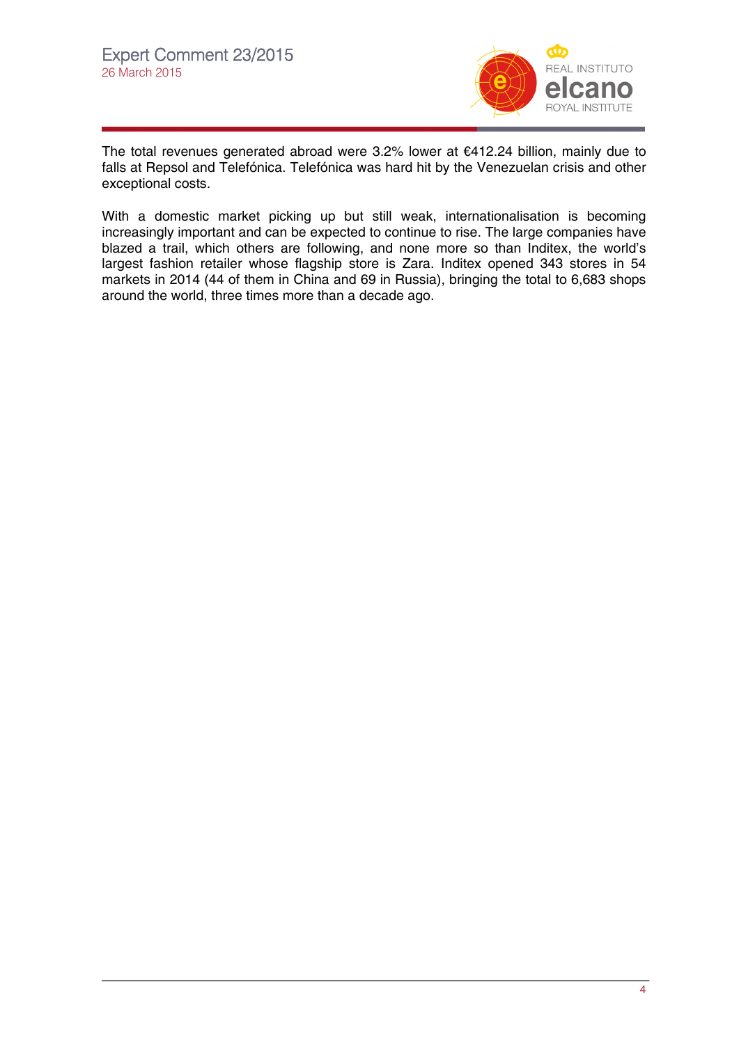The total revenues generated abroad were 3.2% lower at €412.24 billion, mainly due to falls at Repsol and Telefónica. Telefónica was hard hit by the Venezuelan crisis and other exceptional costs.

With a domestic market picking up but still weak, internationalisation is becoming increasingly important and can be expected to continue to rise. The large companies have blazed a trail, which others are following, and none more so than Inditex, the world's largest fashion retailer whose flagship store is Zara. Inditex opened 343 stores in 54 markets in 2014 (44 of them in China and 69 in Russia), bringing the total to 6,683 shops around the world, three times more than a decade ago.